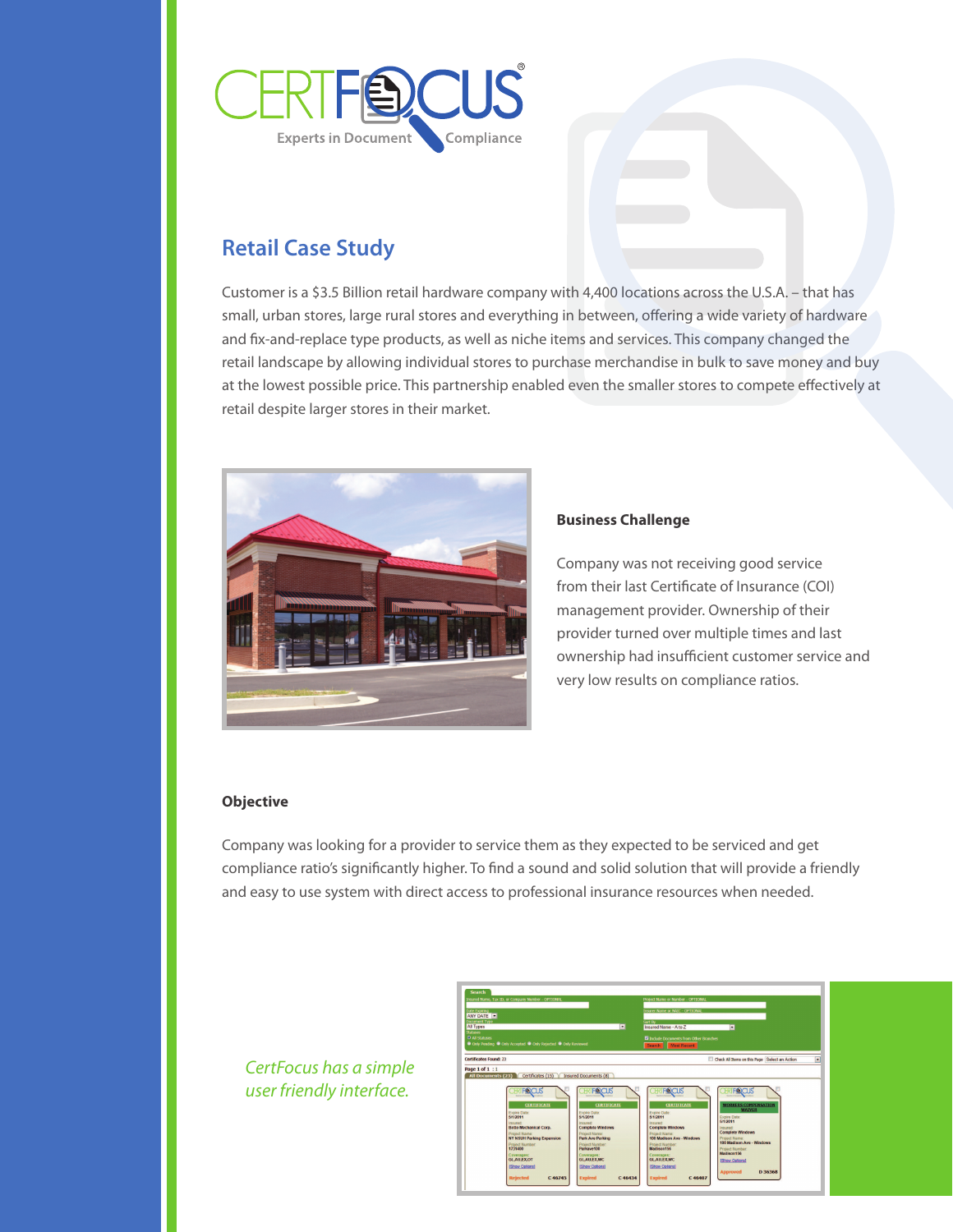CERTFOCUS®

Experts in Document Compliance

# Retail Case Study

Customer is a $3.5 Billion retail hardware company with 4,400 locations across the U.S.A. – that has small, urban stores, large rural stores and everything in between, offering a wide variety of hardware and fix-and-replace type products, as well as niche items and services. This company changed the retail landscape by allowing individual stores to purchase merchandise in bulk to save money and buy at the lowest possible price. This partnership enabled even the smaller stores to compete effectively at retail despite larger stores in their market.

### Business Challenge

Company was not receiving good service from their last Certificate of Insurance (COI) management provider. Ownership of their provider turned over multiple times and last ownership had insufficient customer service and very low results on compliance ratios.

### Objective

Company was looking for a provider to service them as they expected to be serviced and get compliance ratio's significantly higher. To find a sound and solid solution that will provide a friendly and easy to use system with direct access to professional insurance resources when needed.

*CertFocus has a simple user friendly interface.*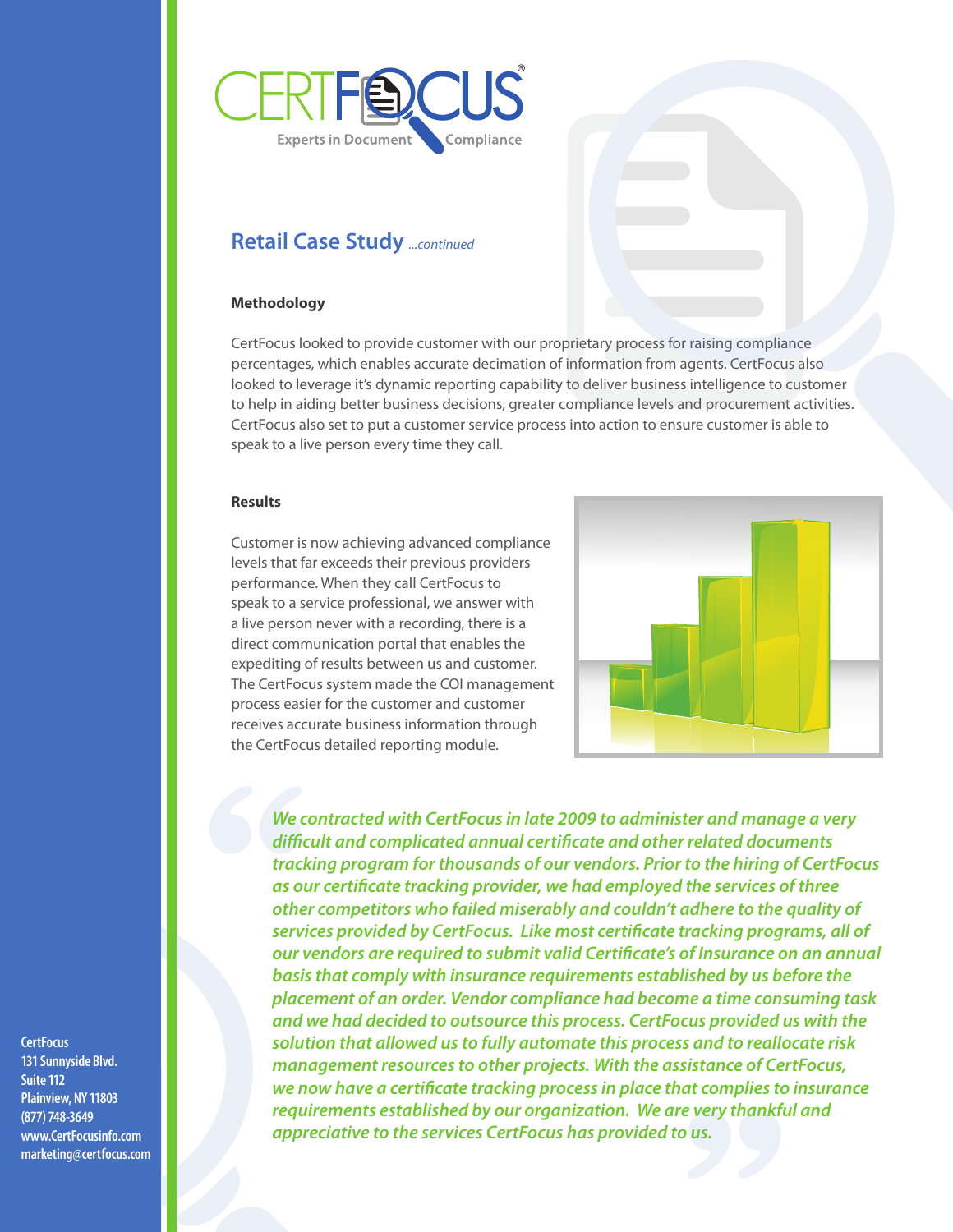# Retail Case Study *...continued*

### Methodology

CertFocus looked to provide customer with our proprietary process for raising compliance percentages, which enables accurate decimation of information from agents. CertFocus also looked to leverage it's dynamic reporting capability to deliver business intelligence to customer to help in aiding better business decisions, greater compliance levels and procurement activities. CertFocus also set to put a customer service process into action to ensure customer is able to speak to a live person every time they call.

### Results

Customer is now achieving advanced compliance levels that far exceeds their previous providers performance. When they call CertFocus to speak to a service professional, we answer with a live person never with a recording, there is a direct communication portal that enables the expediting of results between us and customer. The CertFocus system made the COI management process easier for the customer and customer receives accurate business information through the CertFocus detailed reporting module.

> *We contracted with CertFocus in late 2009 to administer and manage a very difficult and complicated annual certificate and other related documents tracking program for thousands of our vendors. Prior to the hiring of CertFocus as our certificate tracking provider, we had employed the services of three other competitors who failed miserably and couldn't adhere to the quality of services provided by CertFocus. Like most certificate tracking programs, all of our vendors are required to submit valid Certificate's of Insurance on an annual basis that comply with insurance requirements established by us before the placement of an order. Vendor compliance had become a time consuming task and we had decided to outsource this process. CertFocus provided us with the solution that allowed us to fully automate this process and to reallocate risk management resources to other projects. With the assistance of CertFocus, we now have a certificate tracking process in place that complies to insurance requirements established by our organization. We are very thankful and appreciative to the services CertFocus has provided to us.*

**CertFocus**
**131 Sunnyside Blvd.**
**Suite 112**
**Plainview, NY 11803**
**(877) 748-3649**
**www.CertFocusinfo.com**
**marketing@certfocus.com**